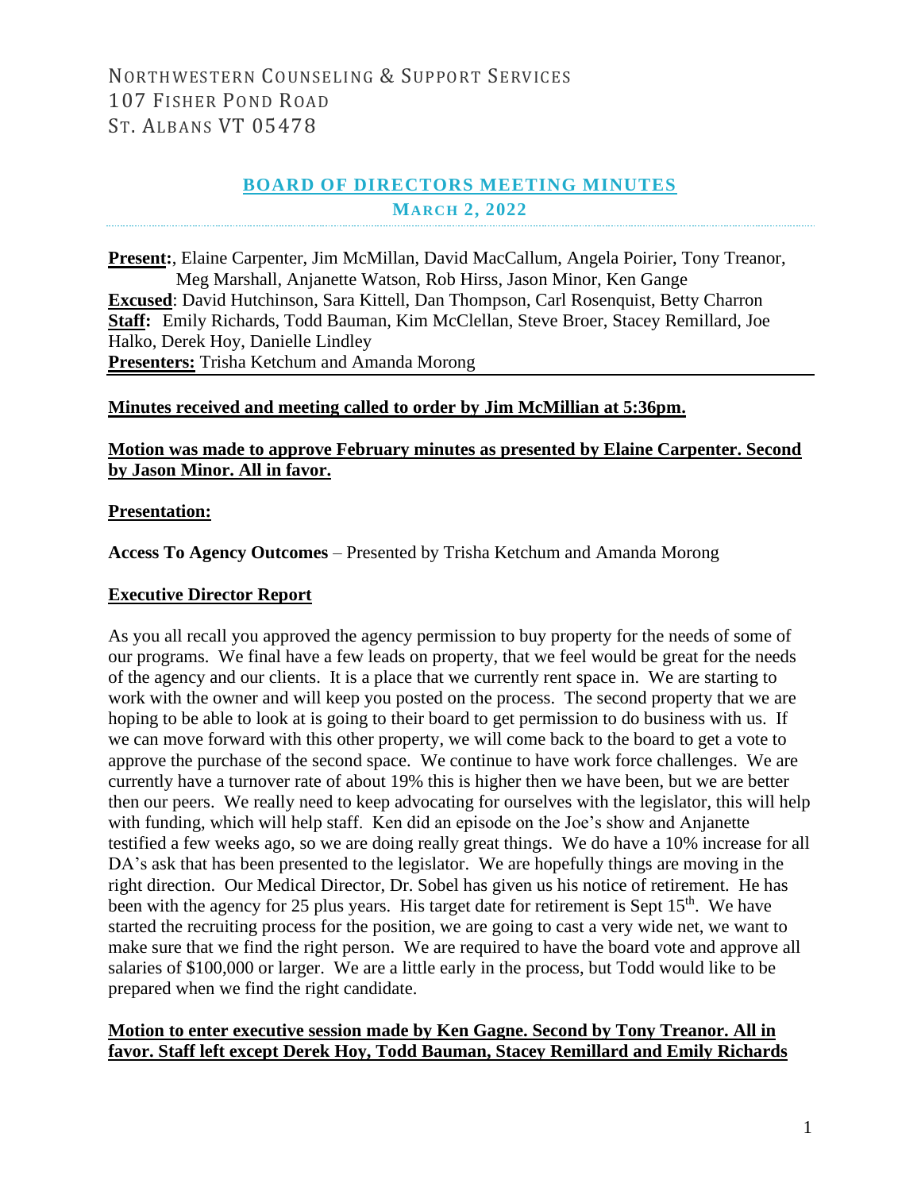NORTHWESTERN COUNSELING & SUPPORT SERVICES
107 FISHER POND ROAD
ST. ALBANS VT 05478

## BOARD OF DIRECTORS MEETING MINUTES

### MARCH 2, 2022

**Present:**, Elaine Carpenter, Jim McMillan, David MacCallum, Angela Poirier, Tony Treanor, Meg Marshall, Anjanette Watson, Rob Hirss, Jason Minor, Ken Gange
**Excused**: David Hutchinson, Sara Kittell, Dan Thompson, Carl Rosenquist, Betty Charron
**Staff:** Emily Richards, Todd Bauman, Kim McClellan, Steve Broer, Stacey Remillard, Joe Halko, Derek Hoy, Danielle Lindley
**Presenters:** Trisha Ketchum and Amanda Morong

**Minutes received and meeting called to order by Jim McMillian at 5:36pm.**

**Motion was made to approve February minutes as presented by Elaine Carpenter. Second by Jason Minor. All in favor.**

**Presentation:**

**Access To Agency Outcomes** – Presented by Trisha Ketchum and Amanda Morong

**Executive Director Report**

As you all recall you approved the agency permission to buy property for the needs of some of our programs. We final have a few leads on property, that we feel would be great for the needs of the agency and our clients. It is a place that we currently rent space in. We are starting to work with the owner and will keep you posted on the process. The second property that we are hoping to be able to look at is going to their board to get permission to do business with us. If we can move forward with this other property, we will come back to the board to get a vote to approve the purchase of the second space. We continue to have work force challenges. We are currently have a turnover rate of about 19% this is higher then we have been, but we are better then our peers. We really need to keep advocating for ourselves with the legislator, this will help with funding, which will help staff. Ken did an episode on the Joe's show and Anjanette testified a few weeks ago, so we are doing really great things. We do have a 10% increase for all DA's ask that has been presented to the legislator. We are hopefully things are moving in the right direction. Our Medical Director, Dr. Sobel has given us his notice of retirement. He has been with the agency for 25 plus years. His target date for retirement is Sept 15th. We have started the recruiting process for the position, we are going to cast a very wide net, we want to make sure that we find the right person. We are required to have the board vote and approve all salaries of $100,000 or larger. We are a little early in the process, but Todd would like to be prepared when we find the right candidate.

**Motion to enter executive session made by Ken Gagne. Second by Tony Treanor. All in favor. Staff left except Derek Hoy, Todd Bauman, Stacey Remillard and Emily Richards**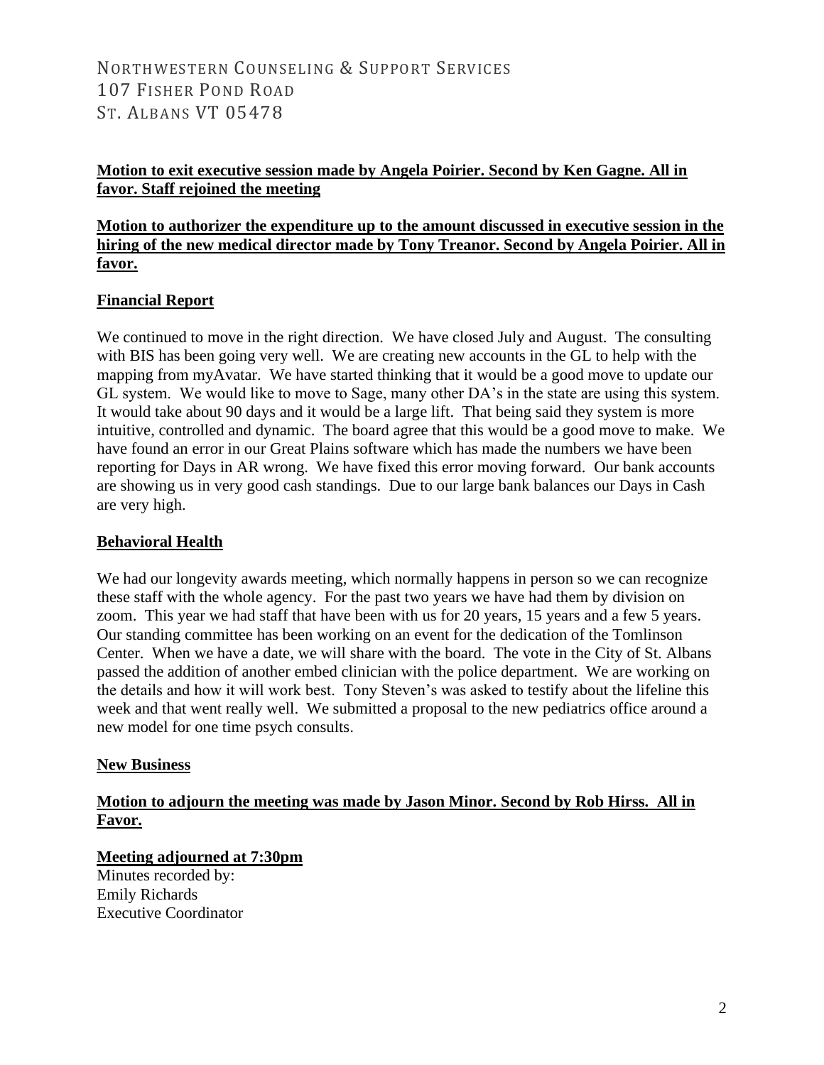Northwestern Counseling & Support Services
107 Fisher Pond Road
St. Albans VT 05478

**Motion to exit executive session made by Angela Poirier. Second by Ken Gagne. All in favor. Staff rejoined the meeting**

**Motion to authorizer the expenditure up to the amount discussed in executive session in the hiring of the new medical director made by Tony Treanor. Second by Angela Poirier. All in favor.**

**Financial Report**

We continued to move in the right direction. We have closed July and August. The consulting with BIS has been going very well. We are creating new accounts in the GL to help with the mapping from myAvatar. We have started thinking that it would be a good move to update our GL system. We would like to move to Sage, many other DA's in the state are using this system. It would take about 90 days and it would be a large lift. That being said they system is more intuitive, controlled and dynamic. The board agree that this would be a good move to make. We have found an error in our Great Plains software which has made the numbers we have been reporting for Days in AR wrong. We have fixed this error moving forward. Our bank accounts are showing us in very good cash standings. Due to our large bank balances our Days in Cash are very high.

**Behavioral Health**

We had our longevity awards meeting, which normally happens in person so we can recognize these staff with the whole agency. For the past two years we have had them by division on zoom. This year we had staff that have been with us for 20 years, 15 years and a few 5 years. Our standing committee has been working on an event for the dedication of the Tomlinson Center. When we have a date, we will share with the board. The vote in the City of St. Albans passed the addition of another embed clinician with the police department. We are working on the details and how it will work best. Tony Steven's was asked to testify about the lifeline this week and that went really well. We submitted a proposal to the new pediatrics office around a new model for one time psych consults.

**New Business**

**Motion to adjourn the meeting was made by Jason Minor. Second by Rob Hirss. All in Favor.**

**Meeting adjourned at 7:30pm**

Minutes recorded by:
Emily Richards
Executive Coordinator